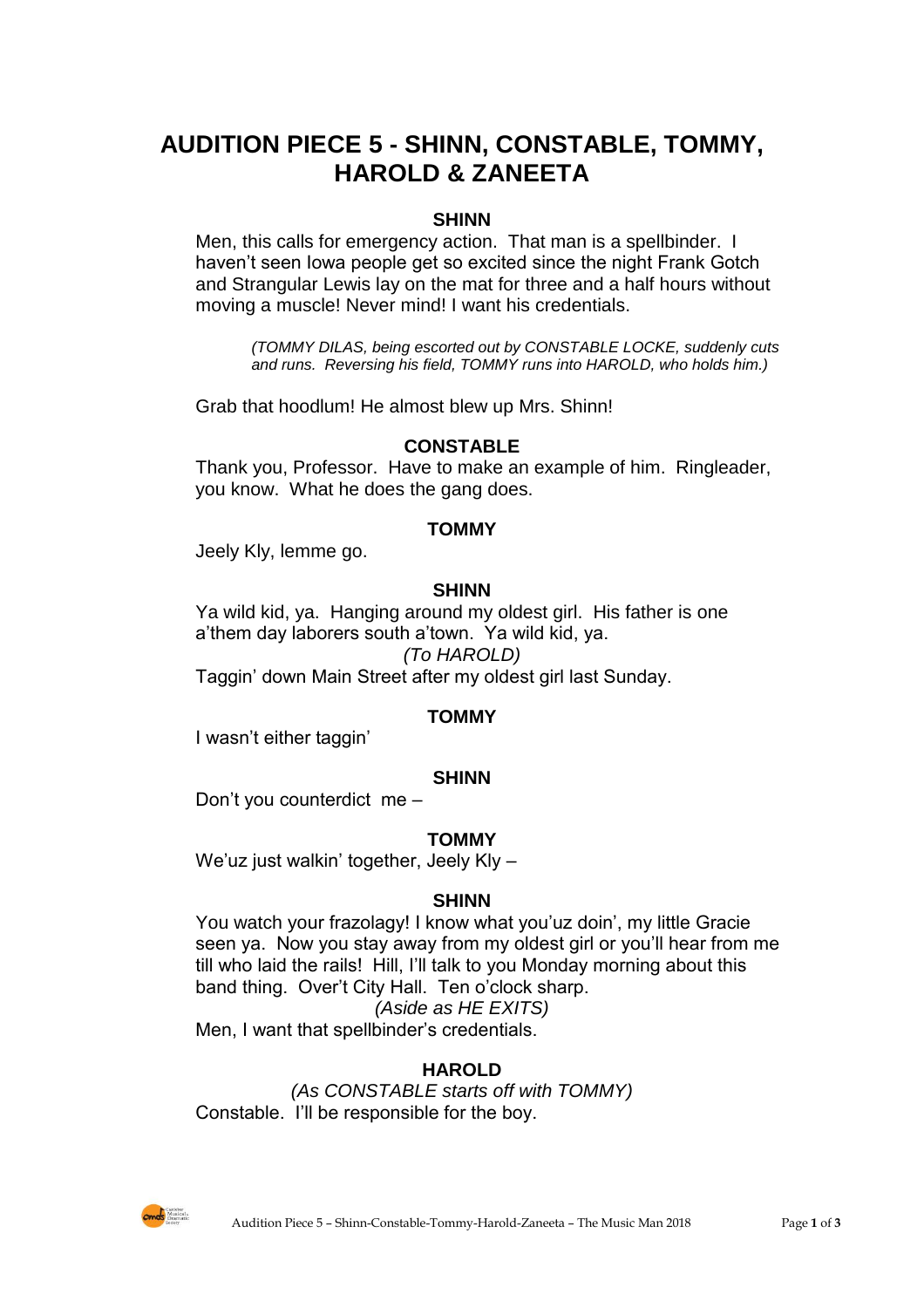# AUDITION PIECE 5 - SHINN, CONSTABLE, TOMMY, HAROLD & ZANEETA

**SHINN**

Men, this calls for emergency action. That man is a spellbinder. I haven't seen Iowa people get so excited since the night Frank Gotch and Strangular Lewis lay on the mat for three and a half hours without moving a muscle! Never mind! I want his credentials.

*(TOMMY DILAS, being escorted out by CONSTABLE LOCKE, suddenly cuts and runs. Reversing his field, TOMMY runs into HAROLD, who holds him.)*

Grab that hoodlum! He almost blew up Mrs. Shinn!

**CONSTABLE**

Thank you, Professor. Have to make an example of him. Ringleader, you know. What he does the gang does.

**TOMMY**

Jeely Kly, lemme go.

**SHINN**

Ya wild kid, ya. Hanging around my oldest girl. His father is one a'them day laborers south a'town. Ya wild kid, ya.

*(To HAROLD)*

Taggin' down Main Street after my oldest girl last Sunday.

**TOMMY**

I wasn't either taggin'

**SHINN**

Don't you counterdict me –

**TOMMY**

We'uz just walkin' together, Jeely Kly –

**SHINN**

You watch your frazolagy! I know what you'uz doin', my little Gracie seen ya. Now you stay away from my oldest girl or you'll hear from me till who laid the rails! Hill, I'll talk to you Monday morning about this band thing. Overt't City Hall. Ten o'clock sharp.

*(Aside as HE EXITS)*

Men, I want that spellbinder's credentials.

**HAROLD**

*(As CONSTABLE starts off with TOMMY)*

Constable. I'll be responsible for the boy.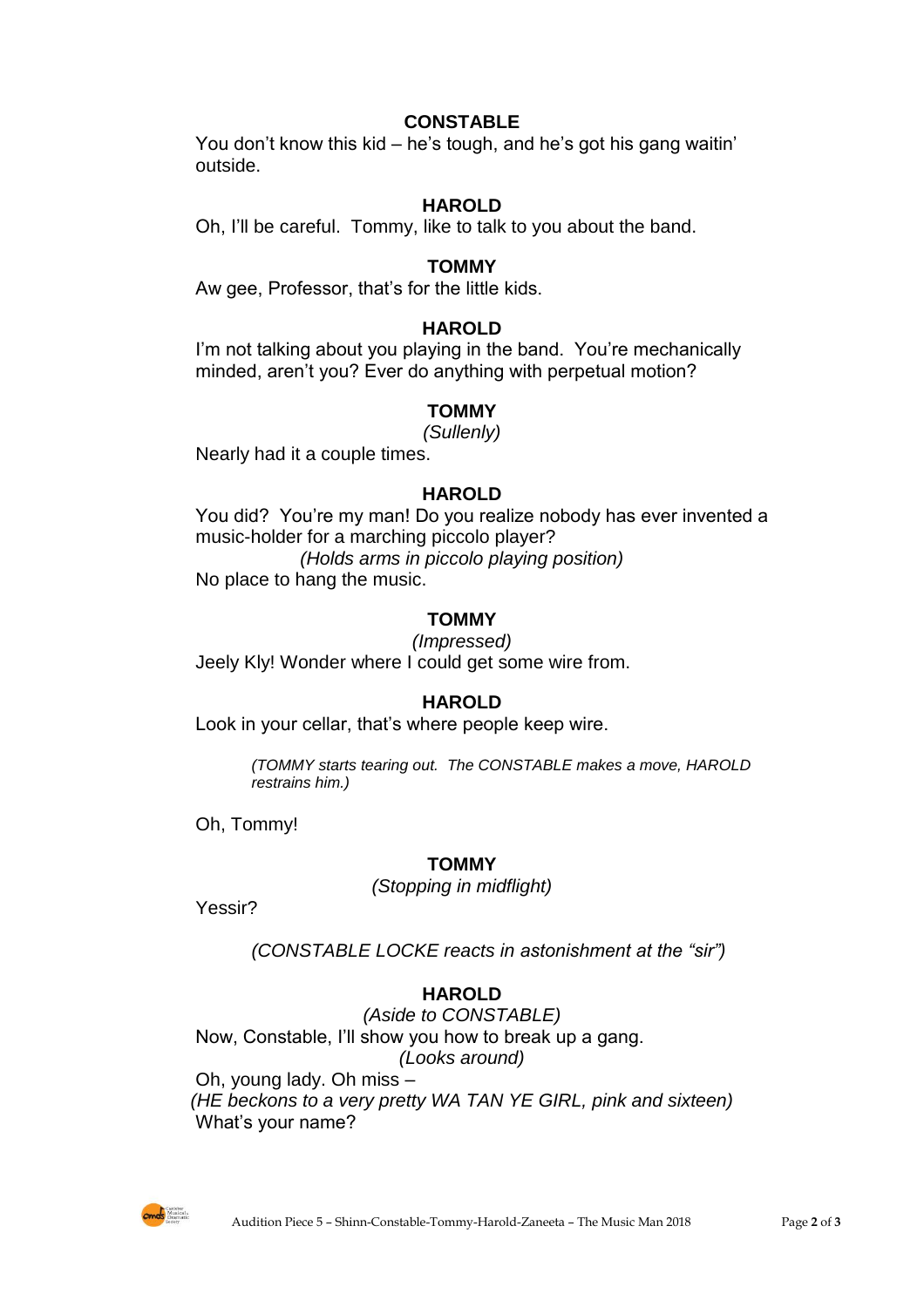**CONSTABLE**

You don't know this kid – he's tough, and he's got his gang waitin' outside.

**HAROLD**

Oh, I'll be careful. Tommy, like to talk to you about the band.

**TOMMY**

Aw gee, Professor, that's for the little kids.

**HAROLD**

I'm not talking about you playing in the band. You're mechanically minded, aren't you? Ever do anything with perpetual motion?

**TOMMY**

*(Sullenly)*

Nearly had it a couple times.

**HAROLD**

You did? You're my man! Do you realize nobody has ever invented a music-holder for a marching piccolo player?

*(Holds arms in piccolo playing position)*

No place to hang the music.

**TOMMY**

*(Impressed)*

Jeely Kly! Wonder where I could get some wire from.

**HAROLD**

Look in your cellar, that's where people keep wire.

*(TOMMY starts tearing out. The CONSTABLE makes a move, HAROLD restrains him.)*

Oh, Tommy!

**TOMMY**

*(Stopping in midflight)*

Yessir?

*(CONSTABLE LOCKE reacts in astonishment at the "sir")*

**HAROLD**

*(Aside to CONSTABLE)*

Now, Constable, I'll show you how to break up a gang.

*(Looks around)*

Oh, young lady. Oh miss –

*(HE beckons to a very pretty WA TAN YE GIRL, pink and sixteen)*

What's your name?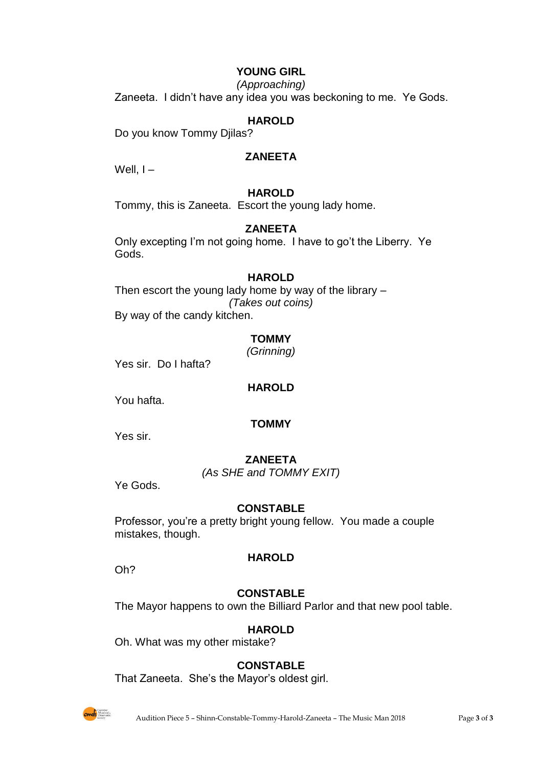**YOUNG GIRL**

*(Approaching)*

Zaneeta. I didn't have any idea you was beckoning to me. Ye Gods.

**HAROLD**

Do you know Tommy Djilas?

**ZANEETA**

Well, I –

**HAROLD**

Tommy, this is Zaneeta. Escort the young lady home.

**ZANEETA**

Only excepting I'm not going home. I have to go't the Liberry. Ye Gods.

**HAROLD**

Then escort the young lady home by way of the library –

*(Takes out coins)*

By way of the candy kitchen.

**TOMMY**

*(Grinning)*

Yes sir. Do I hafta?

**HAROLD**

You hafta.

**TOMMY**

Yes sir.

**ZANEETA**

*(As SHE and TOMMY EXIT)*

Ye Gods.

**CONSTABLE**

Professor, you're a pretty bright young fellow. You made a couple mistakes, though.

**HAROLD**

Oh?

**CONSTABLE**

The Mayor happens to own the Billiard Parlor and that new pool table.

**HAROLD**

Oh. What was my other mistake?

**CONSTABLE**

That Zaneeta. She's the Mayor's oldest girl.